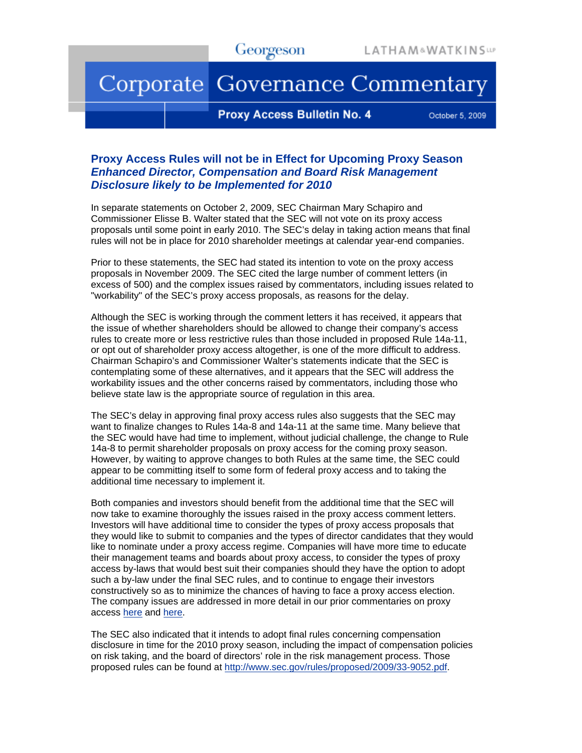Georgeson LATHAM&WATKINS LLP

# Corporate Governance Commentary

**Proxy Access Bulletin No. 4** October 5, 2009

## Proxy Access Rules will not be in Effect for Upcoming Proxy Season
## *Enhanced Director, Compensation and Board Risk Management Disclosure likely to be Implemented for 2010*

In separate statements on October 2, 2009, SEC Chairman Mary Schapiro and Commissioner Elisse B. Walter stated that the SEC will not vote on its proxy access proposals until some point in early 2010. The SEC's delay in taking action means that final rules will not be in place for 2010 shareholder meetings at calendar year-end companies.

Prior to these statements, the SEC had stated its intention to vote on the proxy access proposals in November 2009. The SEC cited the large number of comment letters (in excess of 500) and the complex issues raised by commentators, including issues related to "workability" of the SEC's proxy access proposals, as reasons for the delay.

Although the SEC is working through the comment letters it has received, it appears that the issue of whether shareholders should be allowed to change their company's access rules to create more or less restrictive rules than those included in proposed Rule 14a-11, or opt out of shareholder proxy access altogether, is one of the more difficult to address. Chairman Schapiro's and Commissioner Walter's statements indicate that the SEC is contemplating some of these alternatives, and it appears that the SEC will address the workability issues and the other concerns raised by commentators, including those who believe state law is the appropriate source of regulation in this area.

The SEC's delay in approving final proxy access rules also suggests that the SEC may want to finalize changes to Rules 14a-8 and 14a-11 at the same time. Many believe that the SEC would have had time to implement, without judicial challenge, the change to Rule 14a-8 to permit shareholder proposals on proxy access for the coming proxy season. However, by waiting to approve changes to both Rules at the same time, the SEC could appear to be committing itself to some form of federal proxy access and to taking the additional time necessary to implement it.

Both companies and investors should benefit from the additional time that the SEC will now take to examine thoroughly the issues raised in the proxy access comment letters. Investors will have additional time to consider the types of proxy access proposals that they would like to submit to companies and the types of director candidates that they would like to nominate under a proxy access regime. Companies will have more time to educate their management teams and boards about proxy access, to consider the types of proxy access by-laws that would best suit their companies should they have the option to adopt such a by-law under the final SEC rules, and to continue to engage their investors constructively so as to minimize the chances of having to face a proxy access election. The company issues are addressed in more detail in our prior commentaries on proxy access here and here.

The SEC also indicated that it intends to adopt final rules concerning compensation disclosure in time for the 2010 proxy season, including the impact of compensation policies on risk taking, and the board of directors' role in the risk management process. Those proposed rules can be found at http://www.sec.gov/rules/proposed/2009/33-9052.pdf.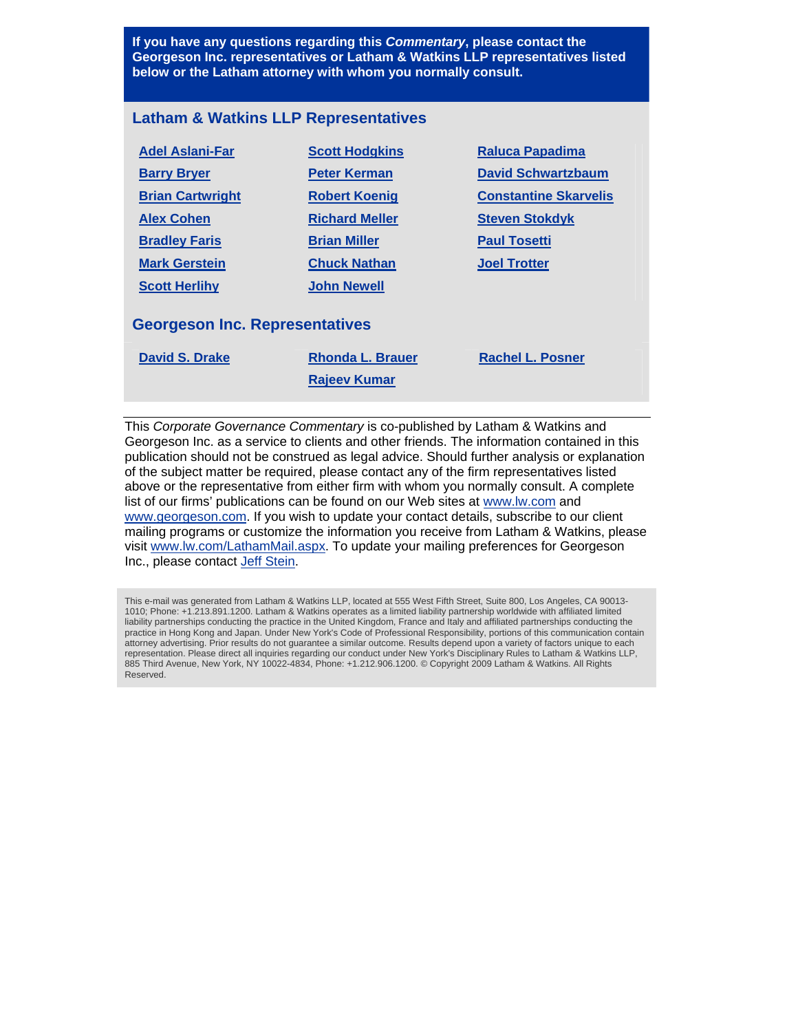**If you have any questions regarding this *Commentary*, please contact the Georgeson Inc. representatives or Latham & Watkins LLP representatives listed below or the Latham attorney with whom you normally consult.**

## Latham & Watkins LLP Representatives

| | | |
|---|---|---|
| Adel Aslani-Far | Scott Hodgkins | Raluca Papadima |
| Barry Bryer | Peter Kerman | David Schwartzbaum |
| Brian Cartwright | Robert Koenig | Constantine Skarvelis |
| Alex Cohen | Richard Meller | Steven Stokdyk |
| Bradley Faris | Brian Miller | Paul Tosetti |
| Mark Gerstein | Chuck Nathan | Joel Trotter |
| Scott Herlihy | John Newell | |

## Georgeson Inc. Representatives

| | | |
|---|---|---|
| David S. Drake | Rhonda L. Brauer | Rachel L. Posner |
| | Rajeev Kumar | |

---

This *Corporate Governance Commentary* is co-published by Latham & Watkins and Georgeson Inc. as a service to clients and other friends. The information contained in this publication should not be construed as legal advice. Should further analysis or explanation of the subject matter be required, please contact any of the firm representatives listed above or the representative from either firm with whom you normally consult. A complete list of our firms' publications can be found on our Web sites at www.lw.com and www.georgeson.com. If you wish to update your contact details, subscribe to our client mailing programs or customize the information you receive from Latham & Watkins, please visit www.lw.com/LathamMail.aspx. To update your mailing preferences for Georgeson Inc., please contact Jeff Stein.

This e-mail was generated from Latham & Watkins LLP, located at 555 West Fifth Street, Suite 800, Los Angeles, CA 90013-1010; Phone: +1.213.891.1200. Latham & Watkins operates as a limited liability partnership worldwide with affiliated limited liability partnerships conducting the practice in the United Kingdom, France and Italy and affiliated partnerships conducting the practice in Hong Kong and Japan. Under New York's Code of Professional Responsibility, portions of this communication contain attorney advertising. Prior results do not guarantee a similar outcome. Results depend upon a variety of factors unique to each representation. Please direct all inquiries regarding our conduct under New York's Disciplinary Rules to Latham & Watkins LLP, 885 Third Avenue, New York, NY 10022-4834, Phone: +1.212.906.1200. © Copyright 2009 Latham & Watkins. All Rights Reserved.